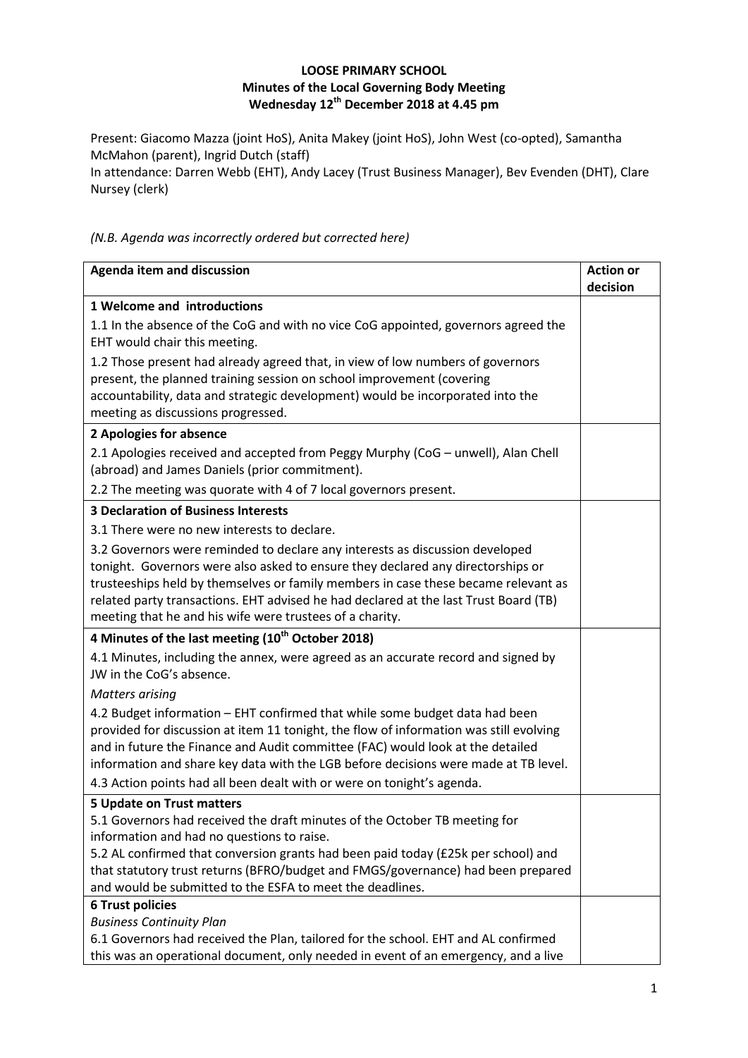**LOOSE PRIMARY SCHOOL**
**Minutes of the Local Governing Body Meeting**
**Wednesday 12th December 2018 at 4.45 pm**

Present: Giacomo Mazza (joint HoS), Anita Makey (joint HoS), John West (co-opted), Samantha McMahon (parent), Ingrid Dutch (staff)
In attendance: Darren Webb (EHT), Andy Lacey (Trust Business Manager), Bev Evenden (DHT), Clare Nursey (clerk)

*(N.B. Agenda was incorrectly ordered but corrected here)*

| Agenda item and discussion | Action or decision |
|---|---|
| **1 Welcome and introductions** | |
| 1.1 In the absence of the CoG and with no vice CoG appointed, governors agreed the EHT would chair this meeting. | |
| 1.2 Those present had already agreed that, in view of low numbers of governors present, the planned training session on school improvement (covering accountability, data and strategic development) would be incorporated into the meeting as discussions progressed. | |
| **2 Apologies for absence** | |
| 2.1 Apologies received and accepted from Peggy Murphy (CoG – unwell), Alan Chell (abroad) and James Daniels (prior commitment). | |
| 2.2 The meeting was quorate with 4 of 7 local governors present. | |
| **3 Declaration of Business Interests** | |
| 3.1 There were no new interests to declare. | |
| 3.2 Governors were reminded to declare any interests as discussion developed tonight. Governors were also asked to ensure they declared any directorships or trusteeships held by themselves or family members in case these became relevant as related party transactions. EHT advised he had declared at the last Trust Board (TB) meeting that he and his wife were trustees of a charity. | |
| **4 Minutes of the last meeting (10th October 2018)** | |
| 4.1 Minutes, including the annex, were agreed as an accurate record and signed by JW in the CoG's absence. | |
| *Matters arising* | |
| 4.2 Budget information – EHT confirmed that while some budget data had been provided for discussion at item 11 tonight, the flow of information was still evolving and in future the Finance and Audit committee (FAC) would look at the detailed information and share key data with the LGB before decisions were made at TB level. | |
| 4.3 Action points had all been dealt with or were on tonight's agenda. | |
| **5 Update on Trust matters**<br>5.1 Governors had received the draft minutes of the October TB meeting for information and had no questions to raise.<br>5.2 AL confirmed that conversion grants had been paid today (£25k per school) and that statutory trust returns (BFRO/budget and FMGS/governance) had been prepared and would be submitted to the ESFA to meet the deadlines. | |
| **6 Trust policies**<br>*Business Continuity Plan*<br>6.1 Governors had received the Plan, tailored for the school. EHT and AL confirmed this was an operational document, only needed in event of an emergency, and a live | |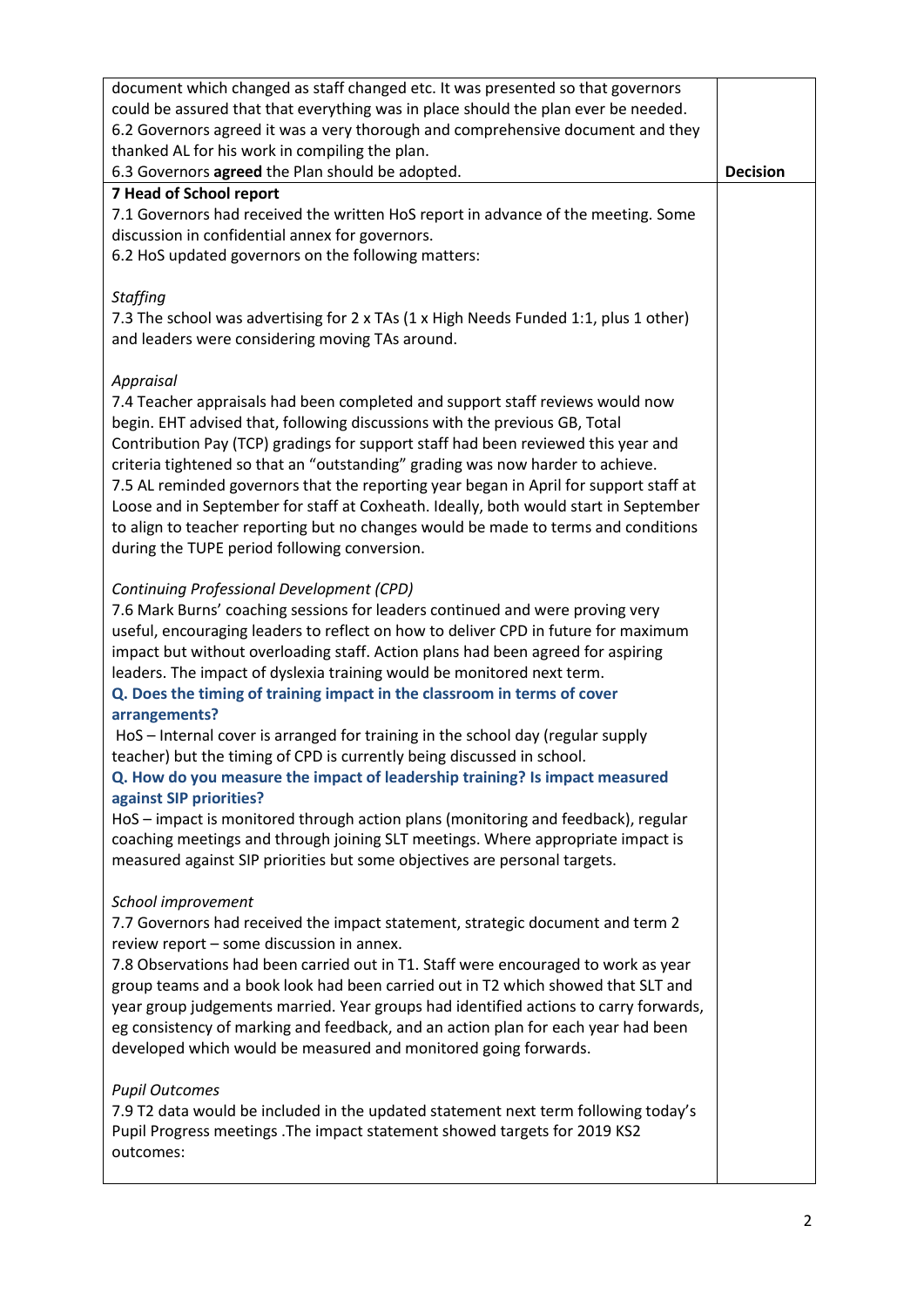| | |
|---|---|
| document which changed as staff changed etc. It was presented so that governors could be assured that that everything was in place should the plan ever be needed.<br>6.2 Governors agreed it was a very thorough and comprehensive document and they thanked AL for his work in compiling the plan.<br>6.3 Governors **agreed** the Plan should be adopted. | **Decision** |
| **7 Head of School report**<br>7.1 Governors had received the written HoS report in advance of the meeting. Some discussion in confidential annex for governors.<br>6.2 HoS updated governors on the following matters:<br><br>*Staffing*<br>7.3 The school was advertising for 2 x TAs (1 x High Needs Funded 1:1, plus 1 other) and leaders were considering moving TAs around.<br><br>*Appraisal*<br>7.4 Teacher appraisals had been completed and support staff reviews would now begin. EHT advised that, following discussions with the previous GB, Total Contribution Pay (TCP) gradings for support staff had been reviewed this year and criteria tightened so that an "outstanding" grading was now harder to achieve.<br>7.5 AL reminded governors that the reporting year began in April for support staff at Loose and in September for staff at Coxheath. Ideally, both would start in September to align to teacher reporting but no changes would be made to terms and conditions during the TUPE period following conversion.<br><br>*Continuing Professional Development (CPD)*<br>7.6 Mark Burns' coaching sessions for leaders continued and were proving very useful, encouraging leaders to reflect on how to deliver CPD in future for maximum impact but without overloading staff. Action plans had been agreed for aspiring leaders. The impact of dyslexia training would be monitored next term.<br>**Q. Does the timing of training impact in the classroom in terms of cover arrangements?**<br>HoS – Internal cover is arranged for training in the school day (regular supply teacher) but the timing of CPD is currently being discussed in school.<br>**Q. How do you measure the impact of leadership training? Is impact measured against SIP priorities?**<br>HoS – impact is monitored through action plans (monitoring and feedback), regular coaching meetings and through joining SLT meetings. Where appropriate impact is measured against SIP priorities but some objectives are personal targets.<br><br>*School improvement*<br>7.7 Governors had received the impact statement, strategic document and term 2 review report – some discussion in annex.<br>7.8 Observations had been carried out in T1. Staff were encouraged to work as year group teams and a book look had been carried out in T2 which showed that SLT and year group judgements married. Year groups had identified actions to carry forwards, eg consistency of marking and feedback, and an action plan for each year had been developed which would be measured and monitored going forwards.<br><br>*Pupil Outcomes*<br>7.9 T2 data would be included in the updated statement next term following today's Pupil Progress meetings .The impact statement showed targets for 2019 KS2 outcomes: | |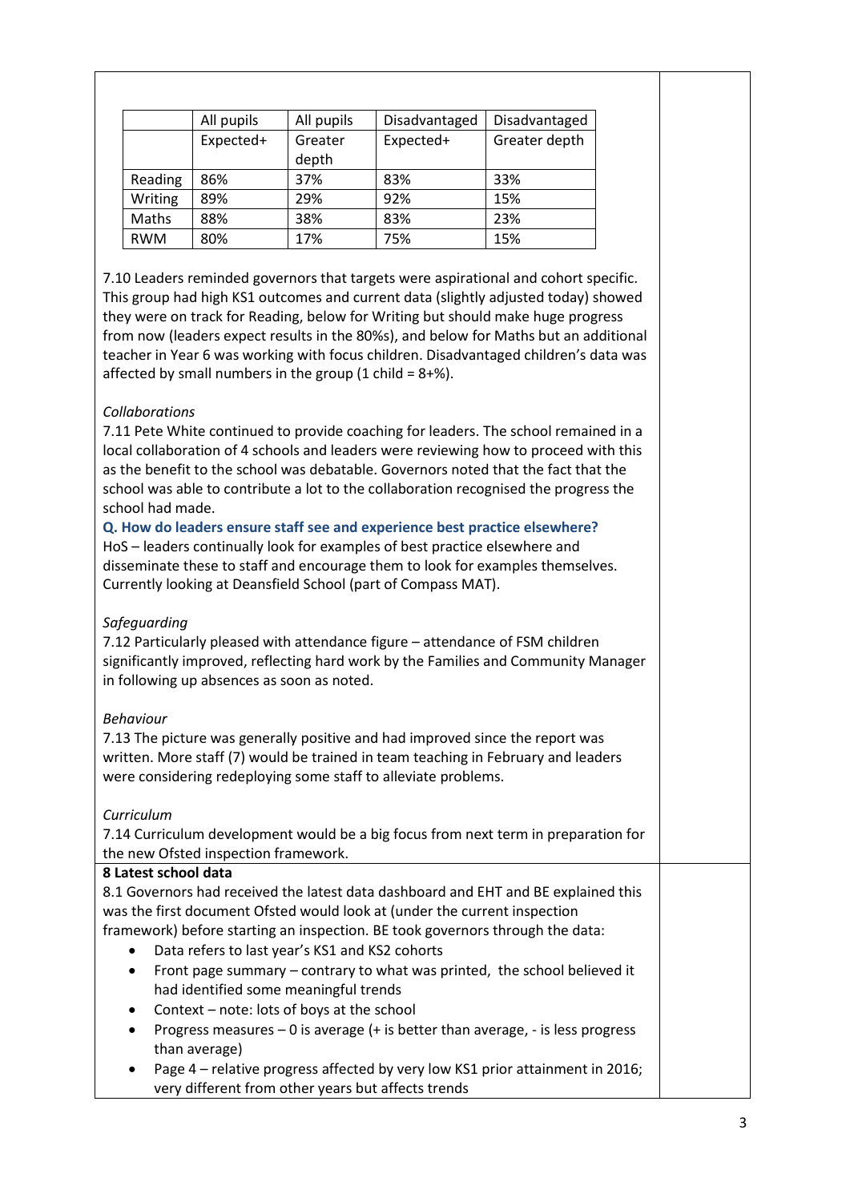| | All pupils Expected+ | All pupils Greater depth | Disadvantaged Expected+ | Disadvantaged Greater depth |
|---|---|---|---|---|
| Reading | 86% | 37% | 83% | 33% |
| Writing | 89% | 29% | 92% | 15% |
| Maths | 88% | 38% | 83% | 23% |
| RWM | 80% | 17% | 75% | 15% |

7.10 Leaders reminded governors that targets were aspirational and cohort specific. This group had high KS1 outcomes and current data (slightly adjusted today) showed they were on track for Reading, below for Writing but should make huge progress from now (leaders expect results in the 80%s), and below for Maths but an additional teacher in Year 6 was working with focus children. Disadvantaged children's data was affected by small numbers in the group (1 child = 8+%).

*Collaborations*

7.11 Pete White continued to provide coaching for leaders. The school remained in a local collaboration of 4 schools and leaders were reviewing how to proceed with this as the benefit to the school was debatable. Governors noted that the fact that the school was able to contribute a lot to the collaboration recognised the progress the school had made.

**Q. How do leaders ensure staff see and experience best practice elsewhere?**

HoS – leaders continually look for examples of best practice elsewhere and disseminate these to staff and encourage them to look for examples themselves. Currently looking at Deansfield School (part of Compass MAT).

*Safeguarding*

7.12 Particularly pleased with attendance figure – attendance of FSM children significantly improved, reflecting hard work by the Families and Community Manager in following up absences as soon as noted.

*Behaviour*

7.13 The picture was generally positive and had improved since the report was written. More staff (7) would be trained in team teaching in February and leaders were considering redeploying some staff to alleviate problems.

*Curriculum*

7.14 Curriculum development would be a big focus from next term in preparation for the new Ofsted inspection framework.

**8 Latest school data**

8.1 Governors had received the latest data dashboard and EHT and BE explained this was the first document Ofsted would look at (under the current inspection framework) before starting an inspection. BE took governors through the data:

- Data refers to last year's KS1 and KS2 cohorts
- Front page summary – contrary to what was printed, the school believed it had identified some meaningful trends
- Context – note: lots of boys at the school
- Progress measures – 0 is average (+ is better than average, - is less progress than average)
- Page 4 – relative progress affected by very low KS1 prior attainment in 2016; very different from other years but affects trends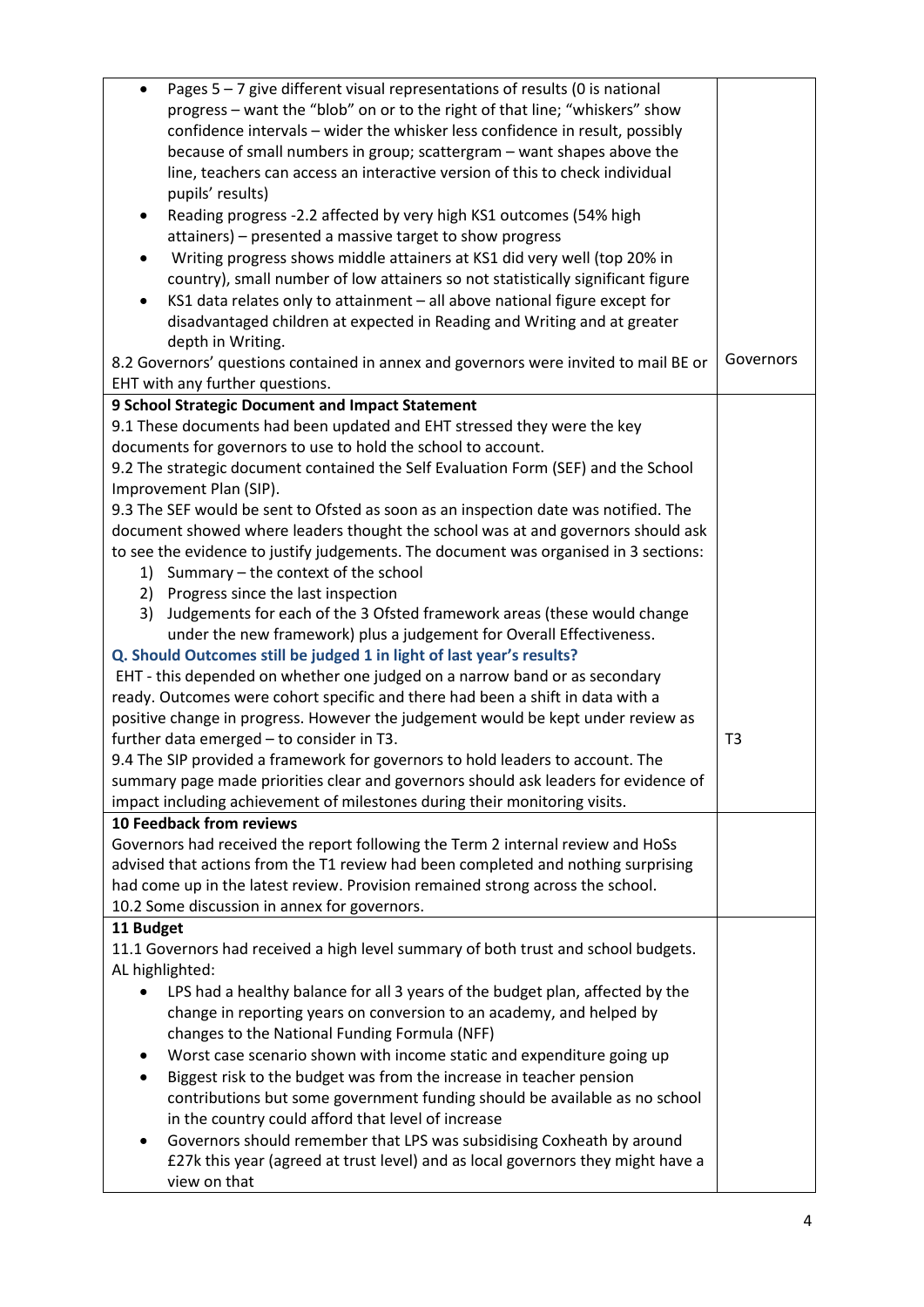| | |
|---|---|
| • Pages 5 – 7 give different visual representations of results (0 is national progress – want the "blob" on or to the right of that line; "whiskers" show confidence intervals – wider the whisker less confidence in result, possibly because of small numbers in group; scattergram – want shapes above the line, teachers can access an interactive version of this to check individual pupils' results)<br>• Reading progress -2.2 affected by very high KS1 outcomes (54% high attainers) – presented a massive target to show progress<br>• Writing progress shows middle attainers at KS1 did very well (top 20% in country), small number of low attainers so not statistically significant figure<br>• KS1 data relates only to attainment – all above national figure except for disadvantaged children at expected in Reading and Writing and at greater depth in Writing.<br>8.2 Governors' questions contained in annex and governors were invited to mail BE or EHT with any further questions. | Governors |
| **9 School Strategic Document and Impact Statement**<br>9.1 These documents had been updated and EHT stressed they were the key documents for governors to use to hold the school to account.<br>9.2 The strategic document contained the Self Evaluation Form (SEF) and the School Improvement Plan (SIP).<br>9.3 The SEF would be sent to Ofsted as soon as an inspection date was notified. The document showed where leaders thought the school was at and governors should ask to see the evidence to justify judgements. The document was organised in 3 sections:<br>1) Summary – the context of the school<br>2) Progress since the last inspection<br>3) Judgements for each of the 3 Ofsted framework areas (these would change under the new framework) plus a judgement for Overall Effectiveness.<br>**Q. Should Outcomes still be judged 1 in light of last year's results?**<br>EHT - this depended on whether one judged on a narrow band or as secondary ready. Outcomes were cohort specific and there had been a shift in data with a positive change in progress. However the judgement would be kept under review as further data emerged – to consider in T3.<br>9.4 The SIP provided a framework for governors to hold leaders to account. The summary page made priorities clear and governors should ask leaders for evidence of impact including achievement of milestones during their monitoring visits. | T3 |
| **10 Feedback from reviews**<br>Governors had received the report following the Term 2 internal review and HoSs advised that actions from the T1 review had been completed and nothing surprising had come up in the latest review. Provision remained strong across the school.<br>10.2 Some discussion in annex for governors. | |
| **11 Budget**<br>11.1 Governors had received a high level summary of both trust and school budgets. AL highlighted:<br>• LPS had a healthy balance for all 3 years of the budget plan, affected by the change in reporting years on conversion to an academy, and helped by changes to the National Funding Formula (NFF)<br>• Worst case scenario shown with income static and expenditure going up<br>• Biggest risk to the budget was from the increase in teacher pension contributions but some government funding should be available as no school in the country could afford that level of increase<br>• Governors should remember that LPS was subsidising Coxheath by around £27k this year (agreed at trust level) and as local governors they might have a view on that | |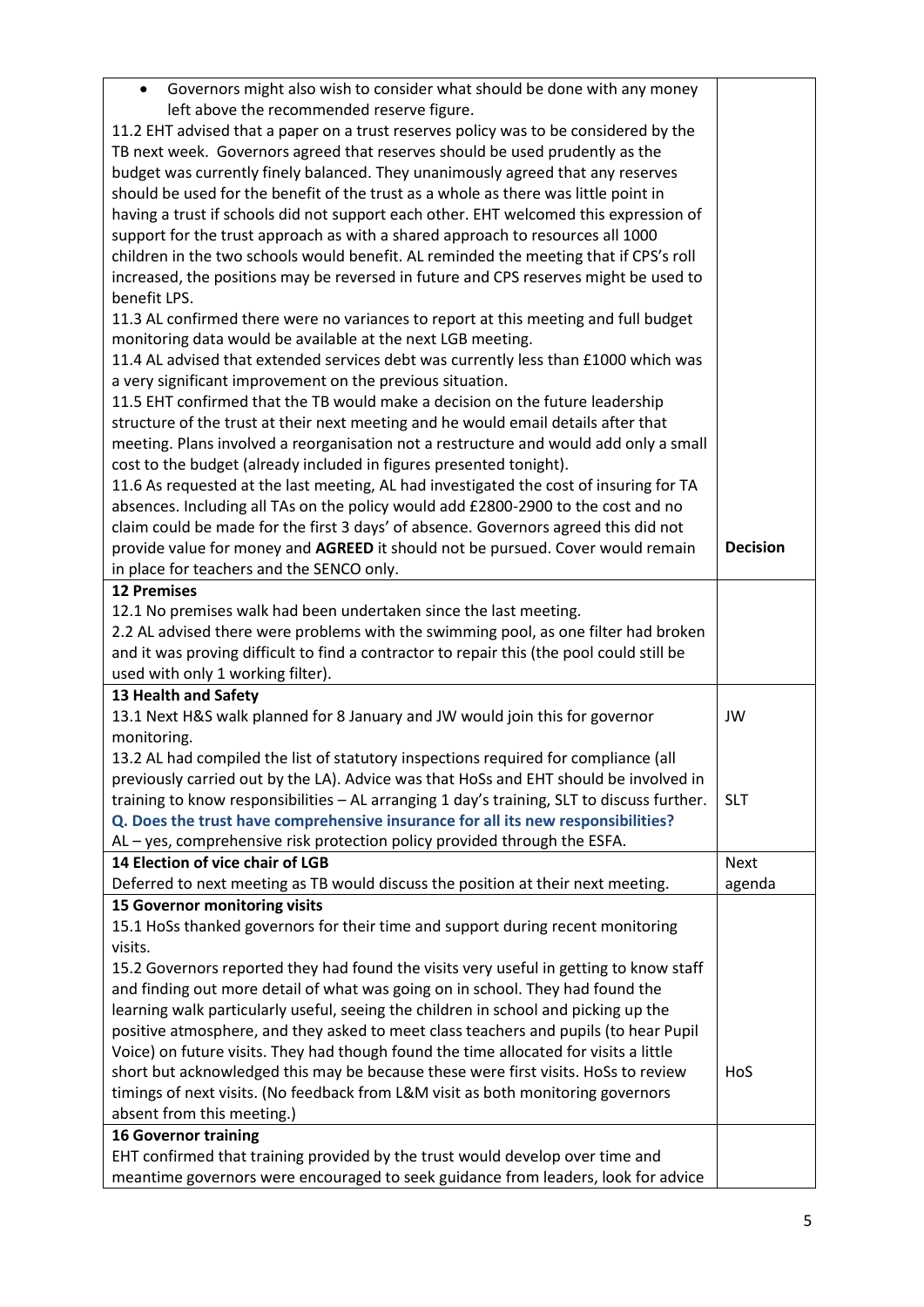| | |
|---|---|
| • Governors might also wish to consider what should be done with any money left above the recommended reserve figure.<br>11.2 EHT advised that a paper on a trust reserves policy was to be considered by the TB next week. Governors agreed that reserves should be used prudently as the budget was currently finely balanced. They unanimously agreed that any reserves should be used for the benefit of the trust as a whole as there was little point in having a trust if schools did not support each other. EHT welcomed this expression of support for the trust approach as with a shared approach to resources all 1000 children in the two schools would benefit. AL reminded the meeting that if CPS's roll increased, the positions may be reversed in future and CPS reserves might be used to benefit LPS.<br>11.3 AL confirmed there were no variances to report at this meeting and full budget monitoring data would be available at the next LGB meeting.<br>11.4 AL advised that extended services debt was currently less than £1000 which was a very significant improvement on the previous situation.<br>11.5 EHT confirmed that the TB would make a decision on the future leadership structure of the trust at their next meeting and he would email details after that meeting. Plans involved a reorganisation not a restructure and would add only a small cost to the budget (already included in figures presented tonight).<br>11.6 As requested at the last meeting, AL had investigated the cost of insuring for TA absences. Including all TAs on the policy would add £2800-2900 to the cost and no claim could be made for the first 3 days' of absence. Governors agreed this did not provide value for money and **AGREED** it should not be pursued. Cover would remain in place for teachers and the SENCO only. | **Decision** |
| **12 Premises**<br>12.1 No premises walk had been undertaken since the last meeting.<br>2.2 AL advised there were problems with the swimming pool, as one filter had broken and it was proving difficult to find a contractor to repair this (the pool could still be used with only 1 working filter). | |
| **13 Health and Safety**<br>13.1 Next H&S walk planned for 8 January and JW would join this for governor monitoring.<br>13.2 AL had compiled the list of statutory inspections required for compliance (all previously carried out by the LA). Advice was that HoSs and EHT should be involved in training to know responsibilities – AL arranging 1 day's training, SLT to discuss further.<br>**Q. Does the trust have comprehensive insurance for all its new responsibilities?**<br>AL – yes, comprehensive risk protection policy provided through the ESFA. | JW<br><br>SLT |
| **14 Election of vice chair of LGB**<br>Deferred to next meeting as TB would discuss the position at their next meeting. | Next agenda |
| **15 Governor monitoring visits**<br>15.1 HoSs thanked governors for their time and support during recent monitoring visits.<br>15.2 Governors reported they had found the visits very useful in getting to know staff and finding out more detail of what was going on in school. They had found the learning walk particularly useful, seeing the children in school and picking up the positive atmosphere, and they asked to meet class teachers and pupils (to hear Pupil Voice) on future visits. They had though found the time allocated for visits a little short but acknowledged this may be because these were first visits. HoSs to review timings of next visits. (No feedback from L&M visit as both monitoring governors absent from this meeting.) | HoS |
| **16 Governor training**<br>EHT confirmed that training provided by the trust would develop over time and meantime governors were encouraged to seek guidance from leaders, look for advice | |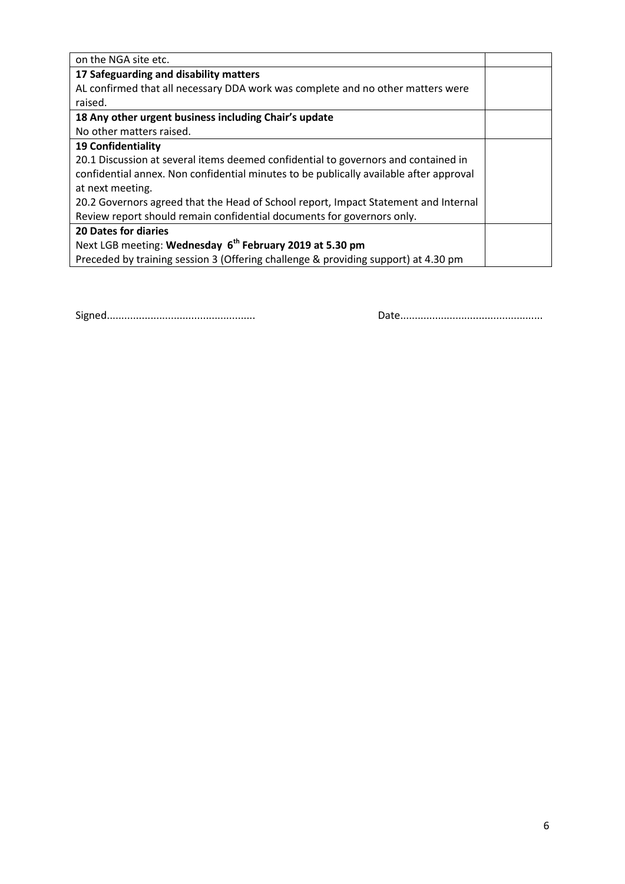| | |
|---|---|
| on the NGA site etc. | |
| **17 Safeguarding and disability matters**<br>AL confirmed that all necessary DDA work was complete and no other matters were raised. | |
| **18 Any other urgent business including Chair's update**<br>No other matters raised. | |
| **19 Confidentiality**<br>20.1 Discussion at several items deemed confidential to governors and contained in confidential annex. Non confidential minutes to be publically available after approval at next meeting.<br>20.2 Governors agreed that the Head of School report, Impact Statement and Internal Review report should remain confidential documents for governors only. | |
| **20 Dates for diaries**<br>Next LGB meeting: **Wednesday 6th February 2019 at 5.30 pm**<br>Preceded by training session 3 (Offering challenge & providing support) at 4.30 pm | |

Signed.................................................. Date................................................